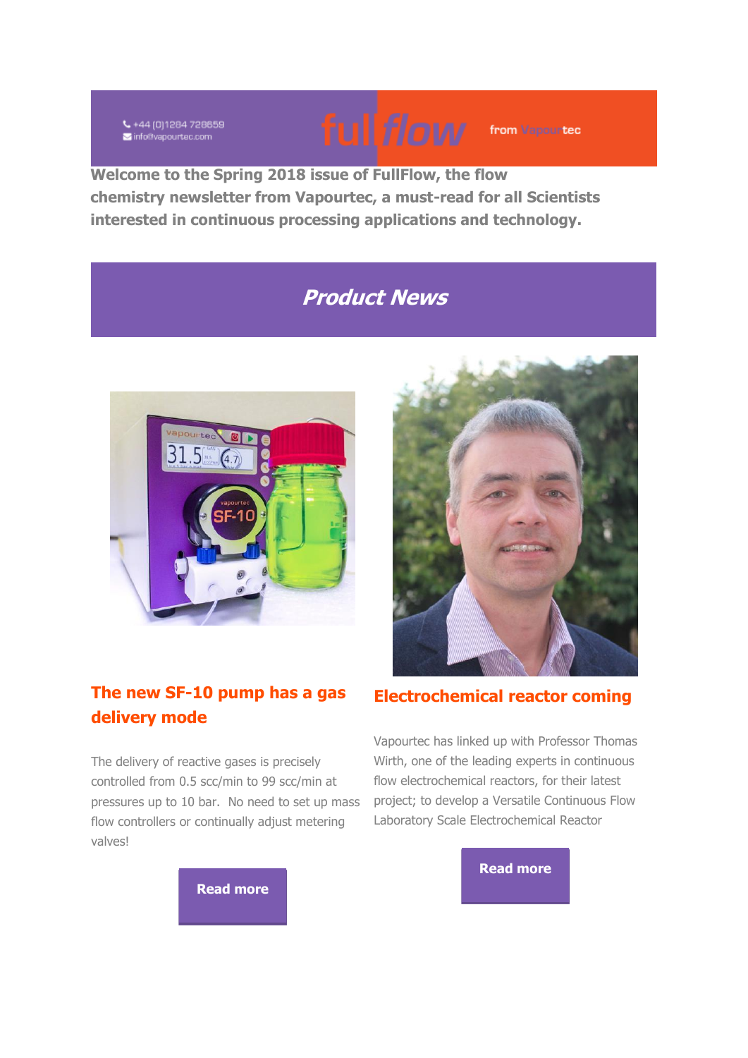+44 (0)1284 728659
info@vapourtec.com

fullflow from Vapourtec

**Welcome to the Spring 2018 issue of FullFlow, the flow chemistry newsletter from Vapourtec, a must-read for all Scientists interested in continuous processing applications and technology.**

## *Product News*

### The new SF-10 pump has a gas delivery mode

The delivery of reactive gases is precisely controlled from 0.5 scc/min to 99 scc/min at pressures up to 10 bar. No need to set up mass flow controllers or continually adjust metering valves!

**Read more**

### Electrochemical reactor coming

Vapourtec has linked up with Professor Thomas Wirth, one of the leading experts in continuous flow electrochemical reactors, for their latest project; to develop a Versatile Continuous Flow Laboratory Scale Electrochemical Reactor

**Read more**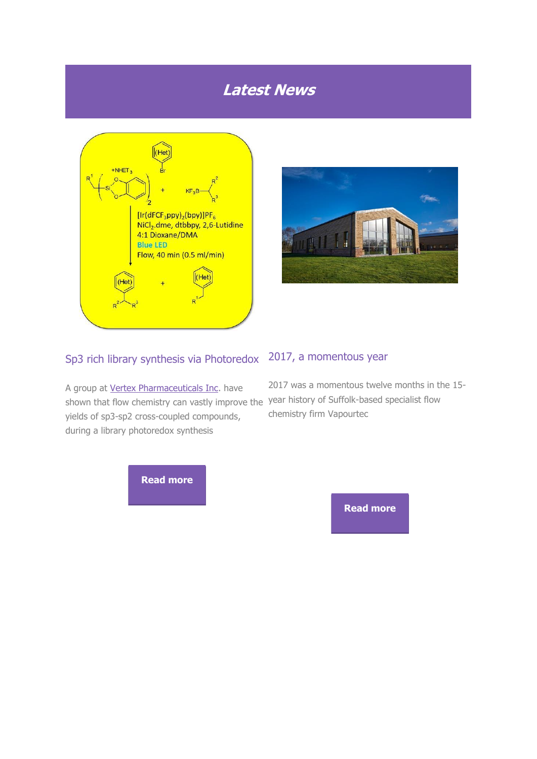# Latest News

## Sp3 rich library synthesis via Photoredox

A group at Vertex Pharmaceuticals Inc. have shown that flow chemistry can vastly improve the yields of sp3-sp2 cross-coupled compounds, during a library photoredox synthesis

**Read more**

## 2017, a momentous year

2017 was a momentous twelve months in the 15-year history of Suffolk-based specialist flow chemistry firm Vapourtec

**Read more**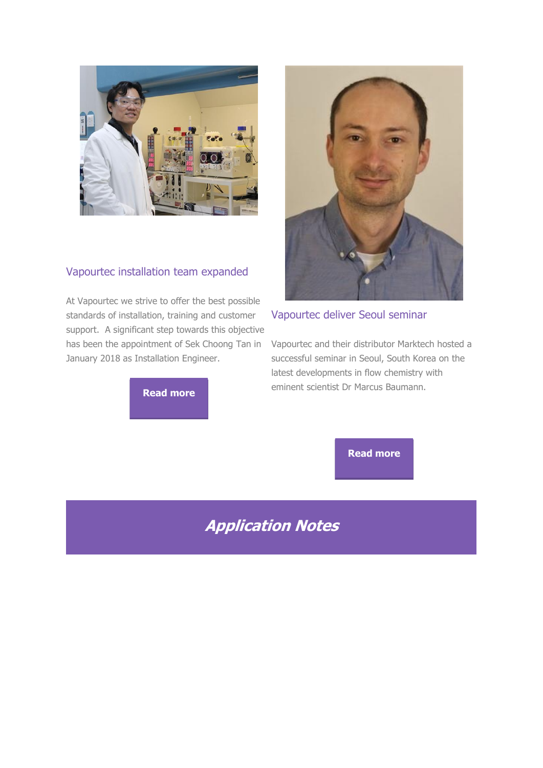## Vapourtec installation team expanded

At Vapourtec we strive to offer the best possible standards of installation, training and customer support.  A significant step towards this objective has been the appointment of Sek Choong Tan in January 2018 as Installation Engineer.

**Read more**

## Vapourtec deliver Seoul seminar

Vapourtec and their distributor Marktech hosted a successful seminar in Seoul, South Korea on the latest developments in flow chemistry with eminent scientist Dr Marcus Baumann.

**Read more**

# *Application Notes*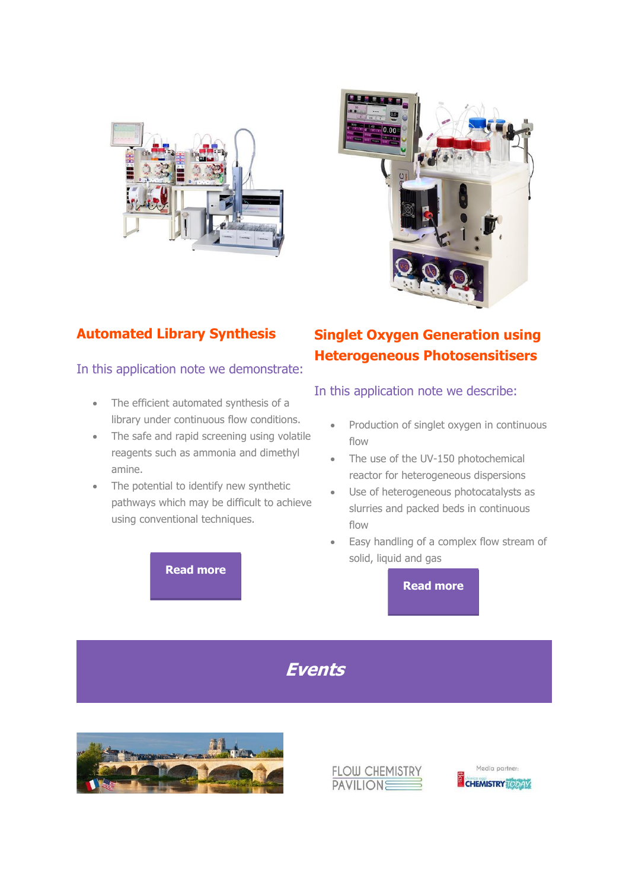## Automated Library Synthesis

In this application note we demonstrate:

- The efficient automated synthesis of a library under continuous flow conditions.
- The safe and rapid screening using volatile reagents such as ammonia and dimethyl amine.
- The potential to identify new synthetic pathways which may be difficult to achieve using conventional techniques.

**Read more**

## Singlet Oxygen Generation using Heterogeneous Photosensitisers

In this application note we describe:

- Production of singlet oxygen in continuous flow
- The use of the UV-150 photochemical reactor for heterogeneous dispersions
- Use of heterogeneous photocatalysts as slurries and packed beds in continuous flow
- Easy handling of a complex flow stream of solid, liquid and gas

**Read more**

## *Events*

FLOW CHEMISTRY PAVILION

Media partner: CHEMISTRY TODAY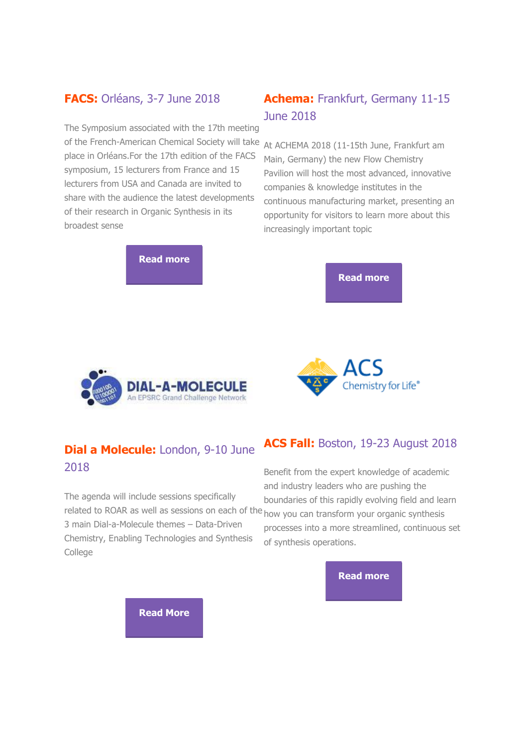### **FACS:** Orléans, 3-7 June 2018

The Symposium associated with the 17th meeting of the French-American Chemical Society will take place in Orléans.For the 17th edition of the FACS symposium, 15 lecturers from France and 15 lecturers from USA and Canada are invited to share with the audience the latest developments of their research in Organic Synthesis in its broadest sense

**Read more**

### **Achema:** Frankfurt, Germany 11-15 June 2018

At ACHEMA 2018 (11-15th June, Frankfurt am Main, Germany) the new Flow Chemistry Pavilion will host the most advanced, innovative companies & knowledge institutes in the continuous manufacturing market, presenting an opportunity for visitors to learn more about this increasingly important topic

**Read more**

### **Dial a Molecule:** London, 9-10 June 2018

The agenda will include sessions specifically related to ROAR as well as sessions on each of the 3 main Dial-a-Molecule themes – Data-Driven Chemistry, Enabling Technologies and Synthesis College

**Read More**

### **ACS Fall:** Boston, 19-23 August 2018

Benefit from the expert knowledge of academic and industry leaders who are pushing the boundaries of this rapidly evolving field and learn how you can transform your organic synthesis processes into a more streamlined, continuous set of synthesis operations.

**Read more**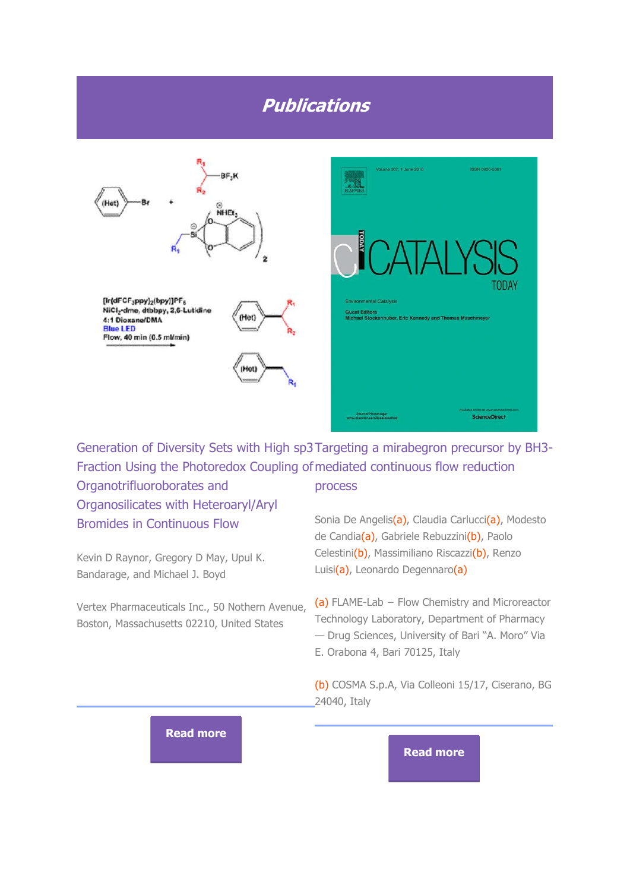# Publications

## Generation of Diversity Sets with High sp3 Fraction Using the Photoredox Coupling of Organotrifluoroborates and Organosilicates with Heteroaryl/Aryl Bromides in Continuous Flow

Kevin D Raynor, Gregory D May, Upul K. Bandarage, and Michael J. Boyd

Vertex Pharmaceuticals Inc., 50 Nothern Avenue, Boston, Massachusetts 02210, United States

Read more

## Targeting a mirabegron precursor by BH3-mediated continuous flow reduction process

Sonia De Angelis(a), Claudia Carlucci(a), Modesto de Candia(a), Gabriele Rebuzzini(b), Paolo Celestini(b), Massimiliano Riscazzi(b), Renzo Luisi(a), Leonardo Degennaro(a)

(a) FLAME-Lab – Flow Chemistry and Microreactor Technology Laboratory, Department of Pharmacy — Drug Sciences, University of Bari "A. Moro" Via E. Orabona 4, Bari 70125, Italy

(b) COSMA S.p.A, Via Colleoni 15/17, Ciserano, BG 24040, Italy

Read more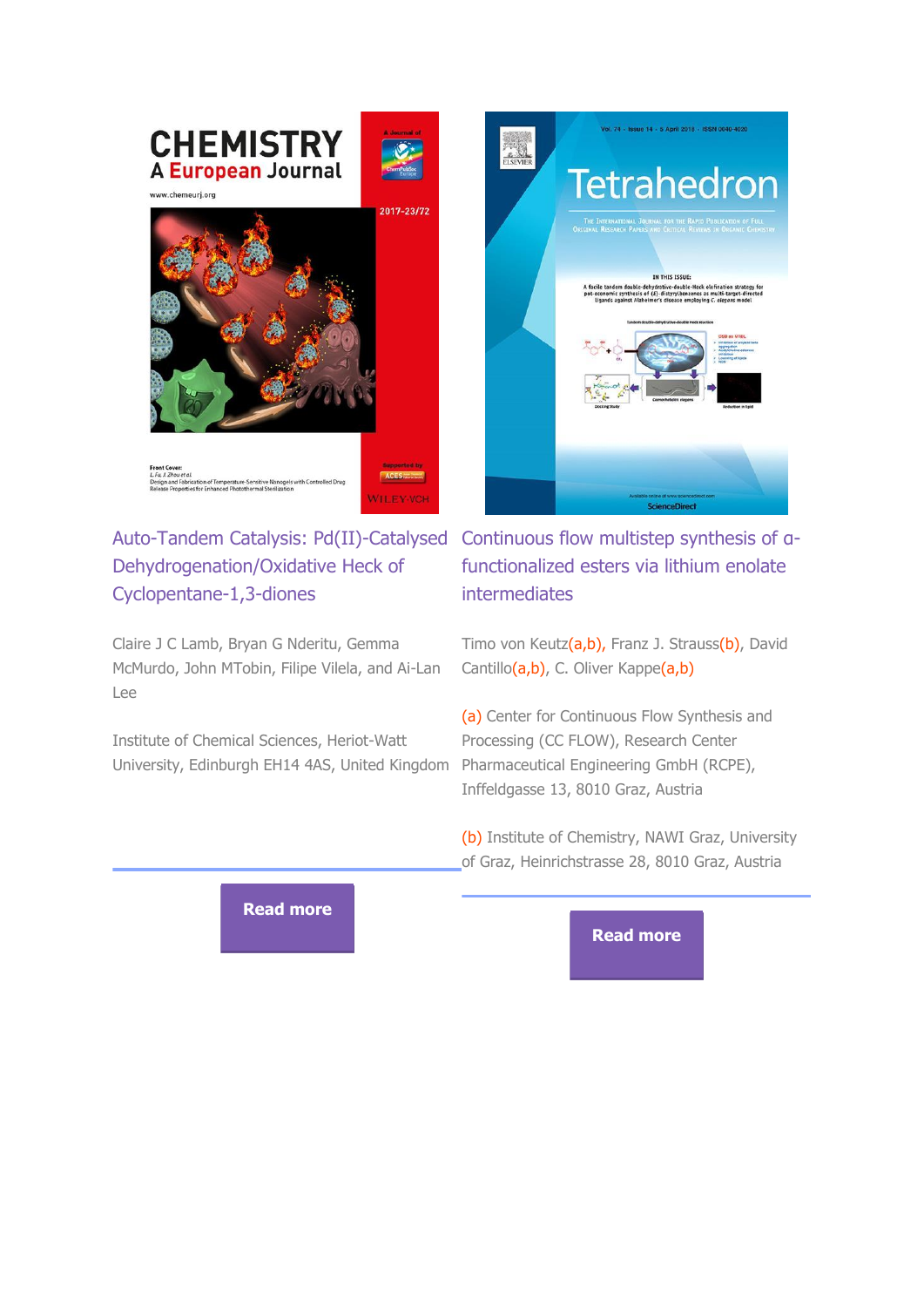## Auto-Tandem Catalysis: Pd(II)-Catalysed Dehydrogenation/Oxidative Heck of Cyclopentane-1,3-diones

Claire J C Lamb, Bryan G Nderitu, Gemma McMurdo, John MTobin, Filipe Vilela, and Ai-Lan Lee

Institute of Chemical Sciences, Heriot-Watt University, Edinburgh EH14 4AS, United Kingdom

**Read more**

## Continuous flow multistep synthesis of α-functionalized esters via lithium enolate intermediates

Timo von Keutz(a,b), Franz J. Strauss(b), David Cantillo(a,b), C. Oliver Kappe(a,b)

(a) Center for Continuous Flow Synthesis and Processing (CC FLOW), Research Center Pharmaceutical Engineering GmbH (RCPE), Inffeldgasse 13, 8010 Graz, Austria

(b) Institute of Chemistry, NAWI Graz, University of Graz, Heinrichstrasse 28, 8010 Graz, Austria

**Read more**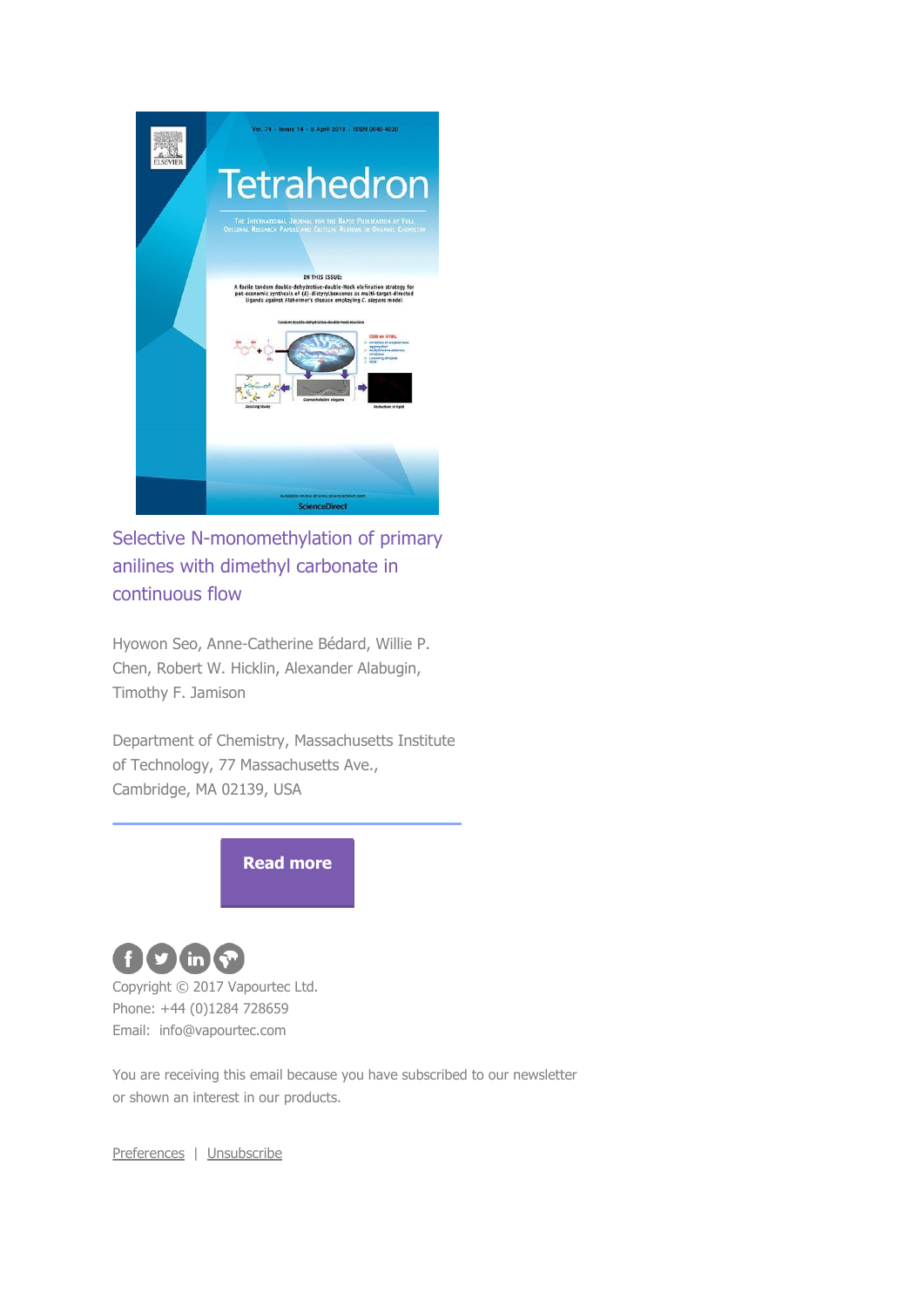Selective N-monomethylation of primary anilines with dimethyl carbonate in continuous flow

Hyowon Seo, Anne-Catherine Bédard, Willie P. Chen, Robert W. Hicklin, Alexander Alabugin, Timothy F. Jamison

Department of Chemistry, Massachusetts Institute of Technology, 77 Massachusetts Ave., Cambridge, MA 02139, USA

**Read more**

Copyright © 2017 Vapourtec Ltd.
Phone: +44 (0)1284 728659
Email: info@vapourtec.com

You are receiving this email because you have subscribed to our newsletter or shown an interest in our products.

Preferences | Unsubscribe